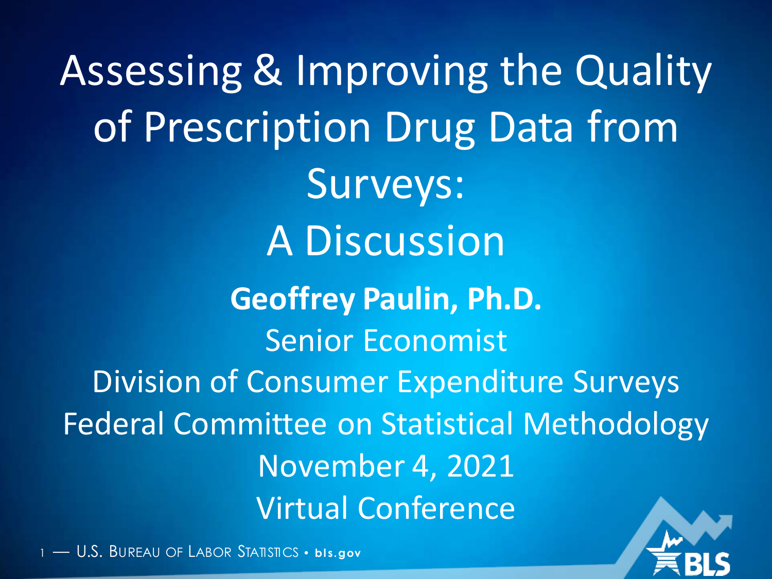# Assessing & Improving the Quality of Prescription Drug Data from Surveys: A Discussion

**Geoffrey Paulin, Ph.D.**

Senior Economist

Division of Consumer Expenditure Surveys

Federal Committee on Statistical Methodology

November 4, 2021

Virtual Conference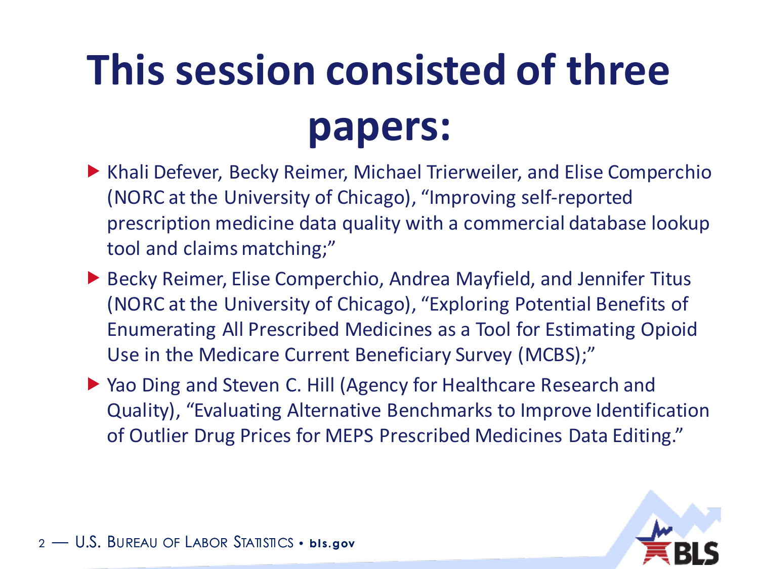# This session consisted of three papers:

- Khali Defever, Becky Reimer, Michael Trierweiler, and Elise Comperchio (NORC at the University of Chicago), "Improving self-reported prescription medicine data quality with a commercial database lookup tool and claims matching;"
- Becky Reimer, Elise Comperchio, Andrea Mayfield, and Jennifer Titus (NORC at the University of Chicago), "Exploring Potential Benefits of Enumerating All Prescribed Medicines as a Tool for Estimating Opioid Use in the Medicare Current Beneficiary Survey (MCBS);"
- Yao Ding and Steven C. Hill (Agency for Healthcare Research and Quality), "Evaluating Alternative Benchmarks to Improve Identification of Outlier Drug Prices for MEPS Prescribed Medicines Data Editing."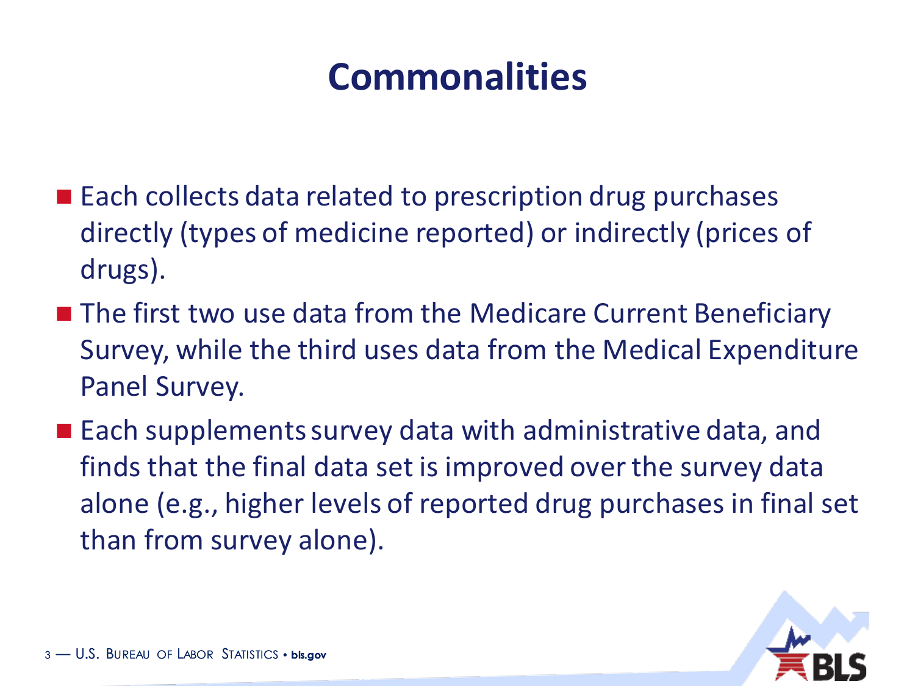# Commonalities

- Each collects data related to prescription drug purchases directly (types of medicine reported) or indirectly (prices of drugs).
- The first two use data from the Medicare Current Beneficiary Survey, while the third uses data from the Medical Expenditure Panel Survey.
- Each supplements survey data with administrative data, and finds that the final data set is improved over the survey data alone (e.g., higher levels of reported drug purchases in final set than from survey alone).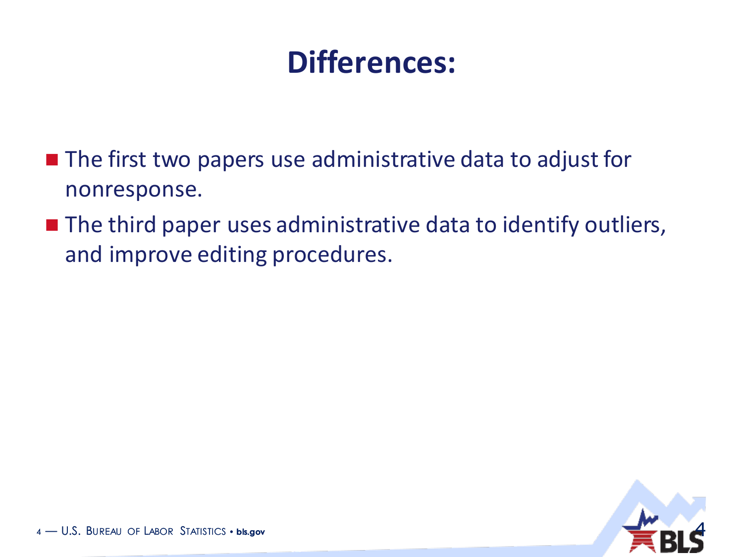# Differences:

- The first two papers use administrative data to adjust for nonresponse.
- The third paper uses administrative data to identify outliers, and improve editing procedures.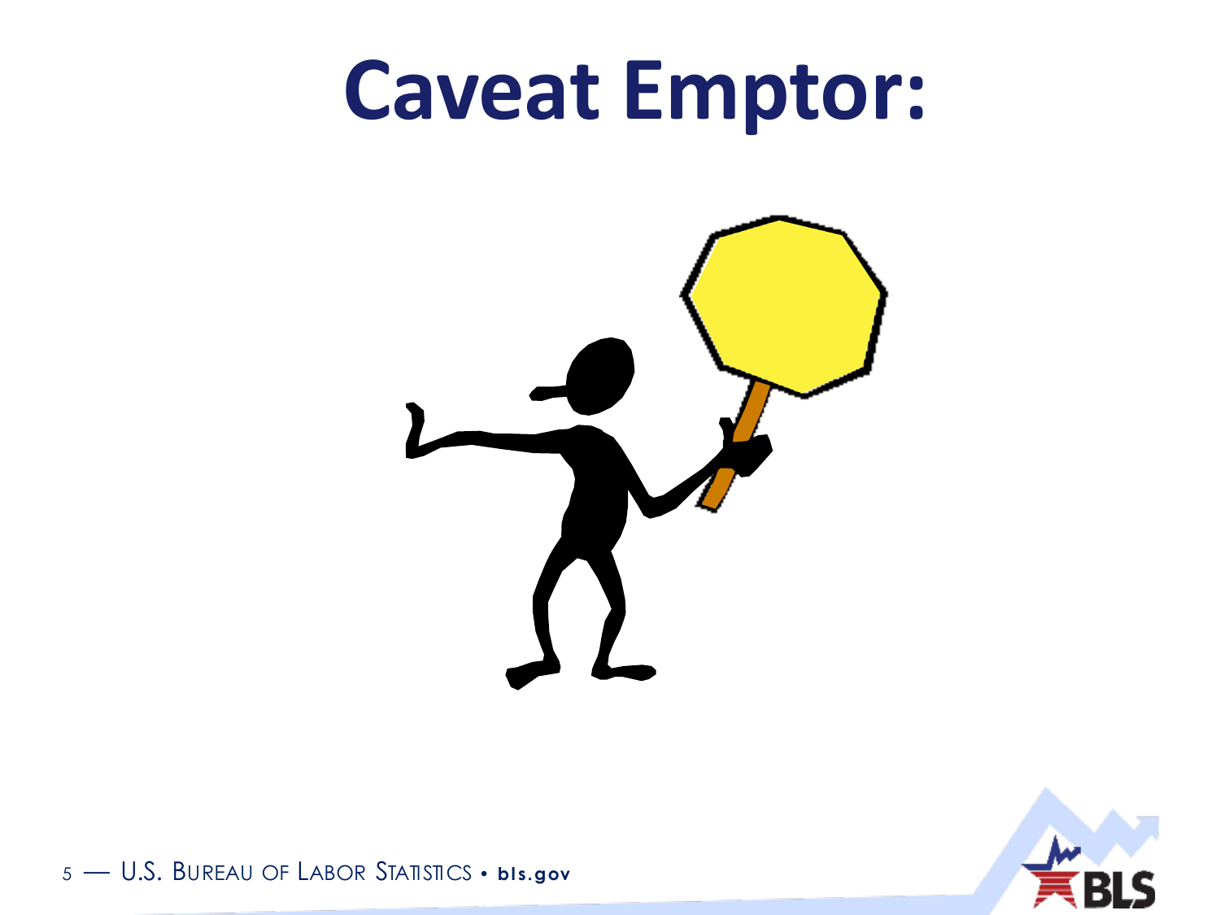# Caveat Emptor: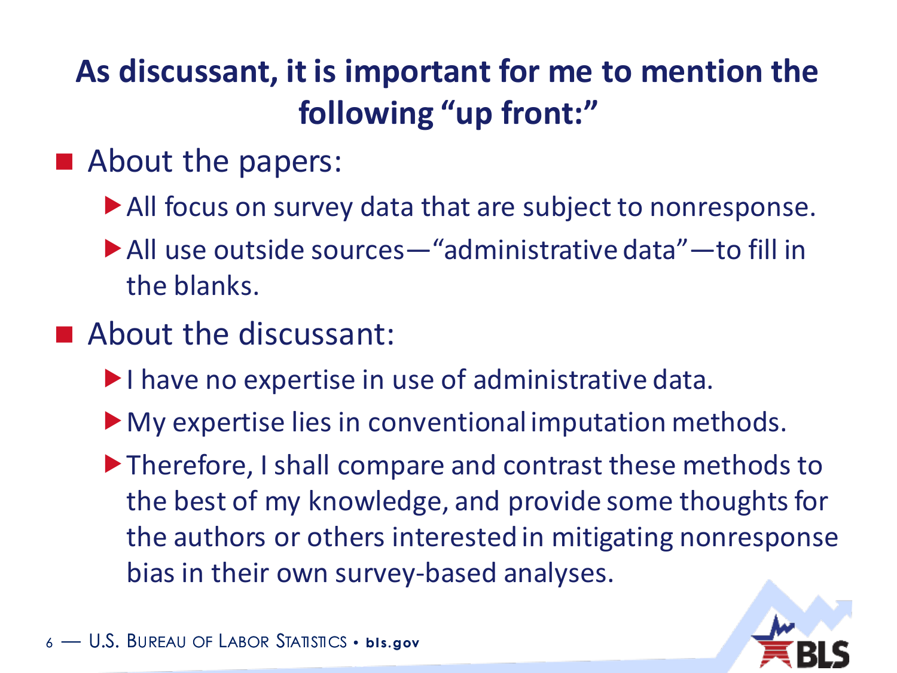# As discussant, it is important for me to mention the following "up front:"

- About the papers:
  - All focus on survey data that are subject to nonresponse.
  - All use outside sources—"administrative data"—to fill in the blanks.
- About the discussant:
  - I have no expertise in use of administrative data.
  - My expertise lies in conventional imputation methods.
  - Therefore, I shall compare and contrast these methods to the best of my knowledge, and provide some thoughts for the authors or others interested in mitigating nonresponse bias in their own survey-based analyses.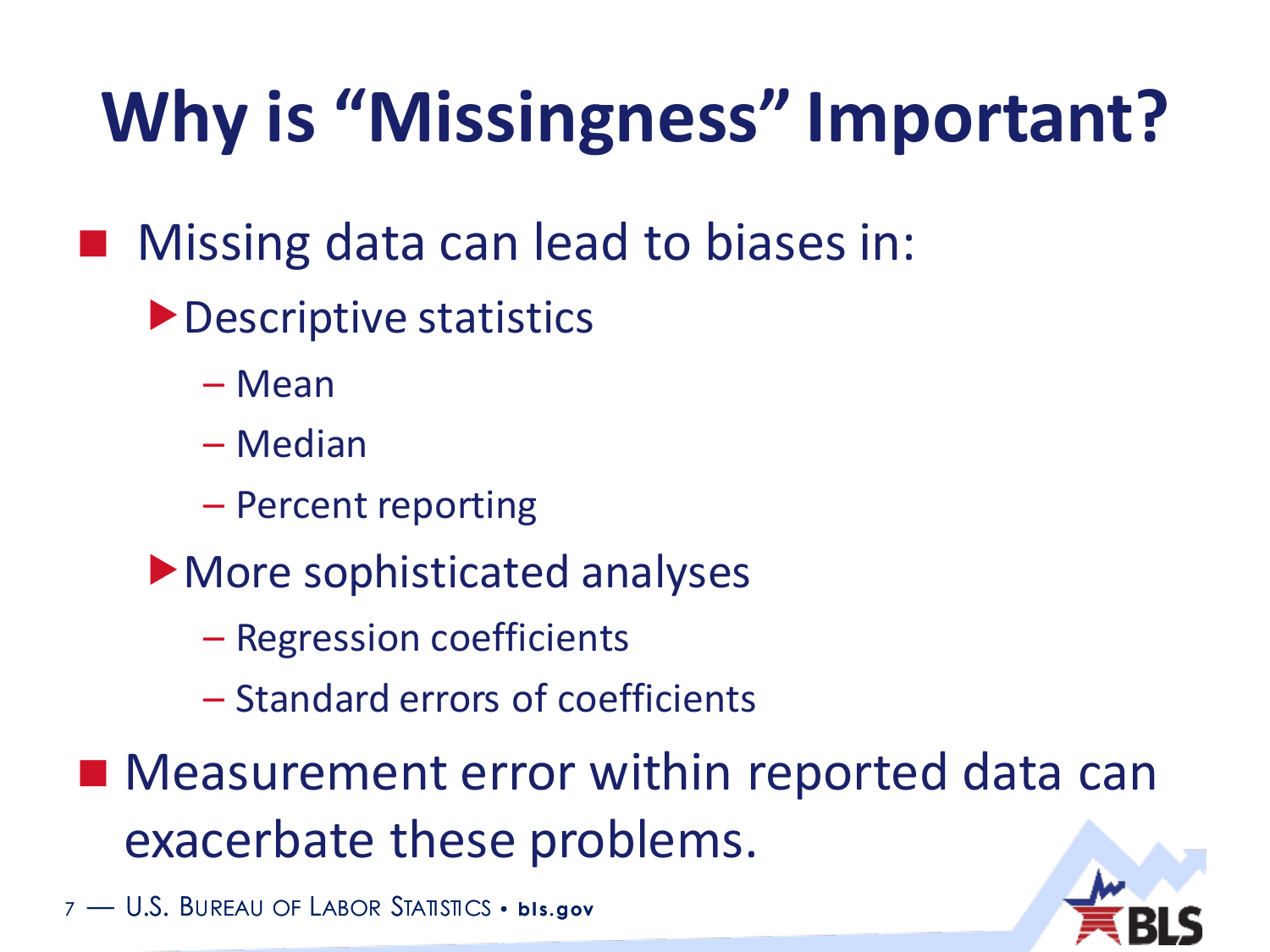# Why is "Missingness" Important?

- Missing data can lead to biases in:
  - Descriptive statistics
    - Mean
    - Median
    - Percent reporting
  - More sophisticated analyses
    - Regression coefficients
    - Standard errors of coefficients
- Measurement error within reported data can exacerbate these problems.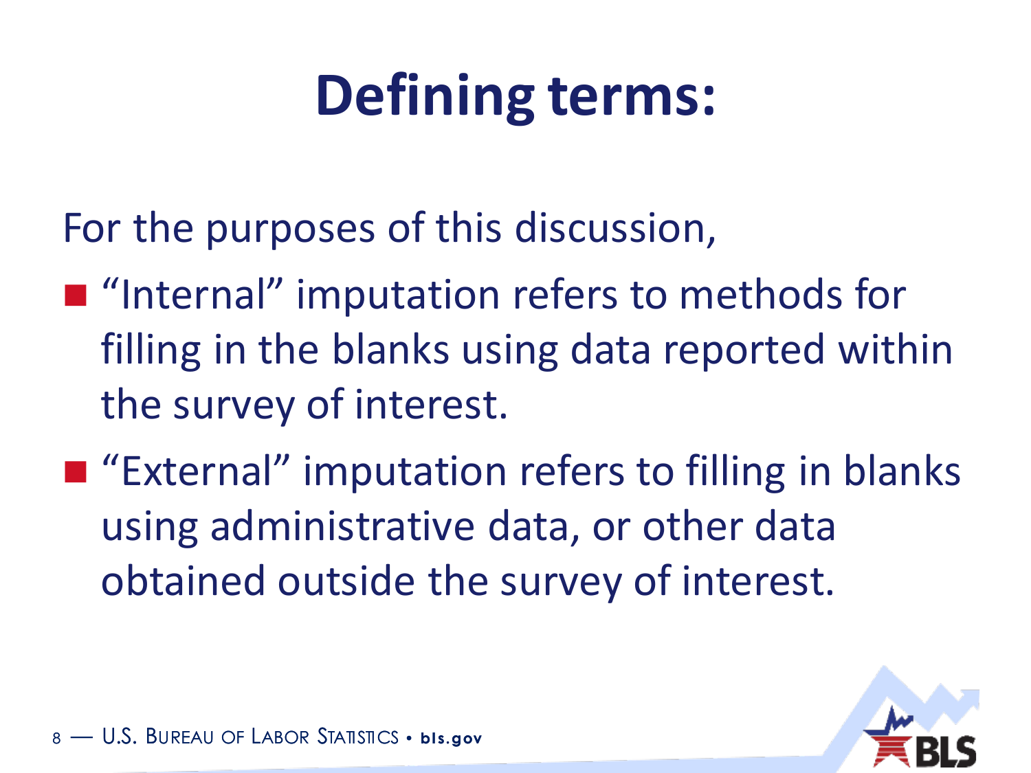# Defining terms:

For the purposes of this discussion,

- "Internal" imputation refers to methods for filling in the blanks using data reported within the survey of interest.
- "External" imputation refers to filling in blanks using administrative data, or other data obtained outside the survey of interest.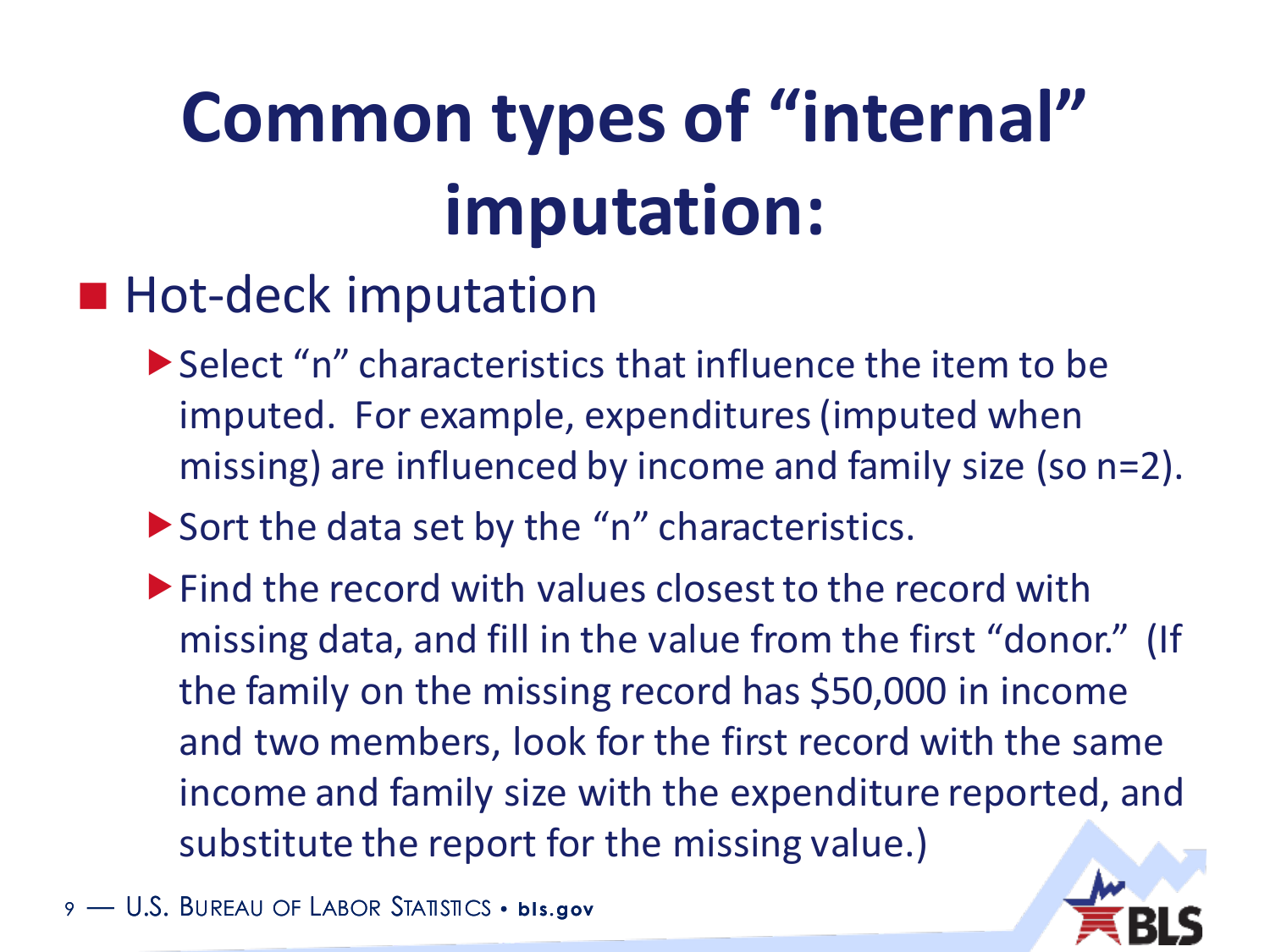# Common types of "internal" imputation:

- Hot-deck imputation
  - Select "n" characteristics that influence the item to be imputed. For example, expenditures (imputed when missing) are influenced by income and family size (so n=2).
  - Sort the data set by the "n" characteristics.
  - Find the record with values closest to the record with missing data, and fill in the value from the first "donor." (If the family on the missing record has $50,000 in income and two members, look for the first record with the same income and family size with the expenditure reported, and substitute the report for the missing value.)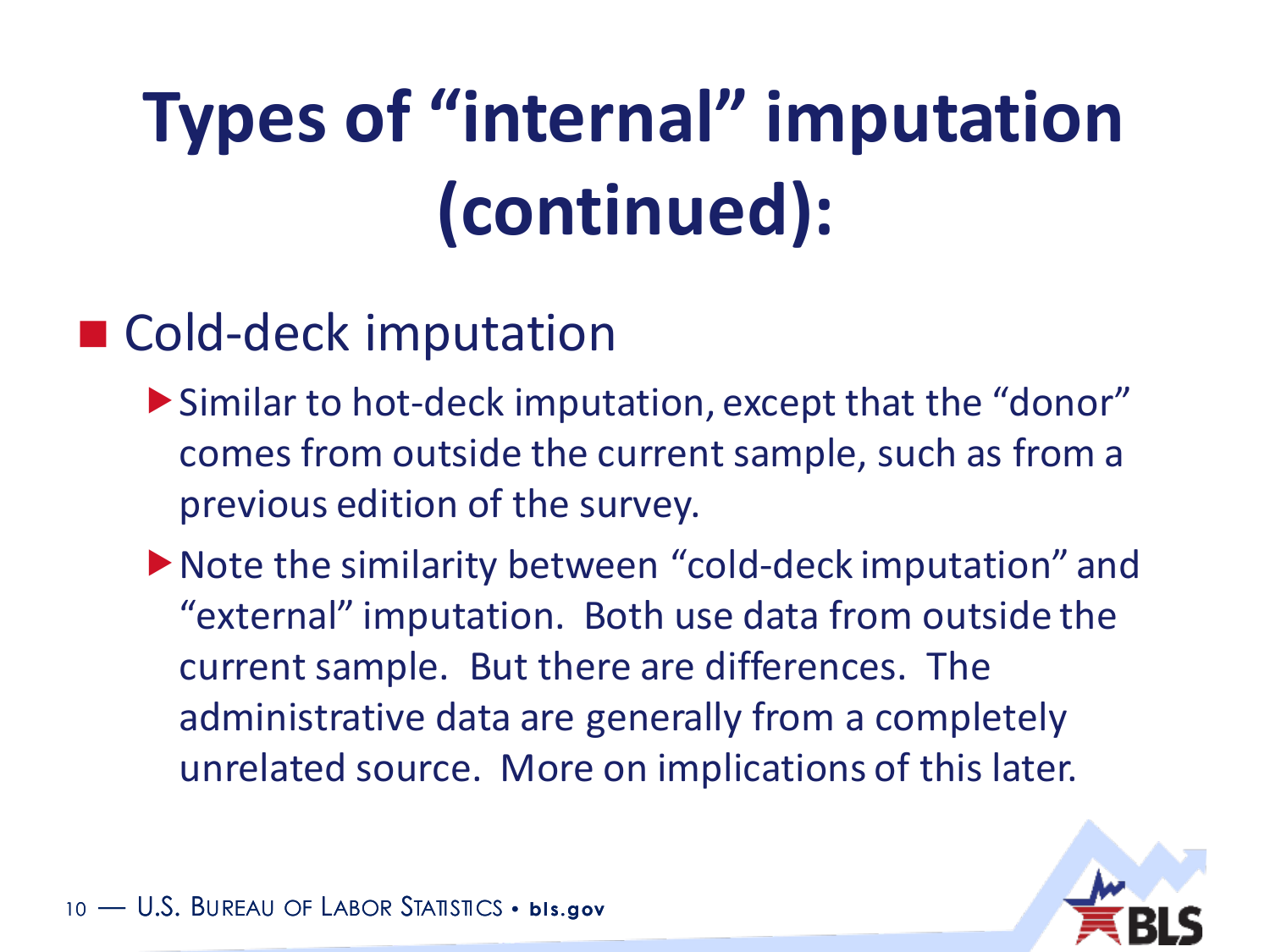# Types of "internal" imputation (continued):

- Cold-deck imputation
  - Similar to hot-deck imputation, except that the "donor" comes from outside the current sample, such as from a previous edition of the survey.
  - Note the similarity between "cold-deck imputation" and "external" imputation. Both use data from outside the current sample. But there are differences. The administrative data are generally from a completely unrelated source. More on implications of this later.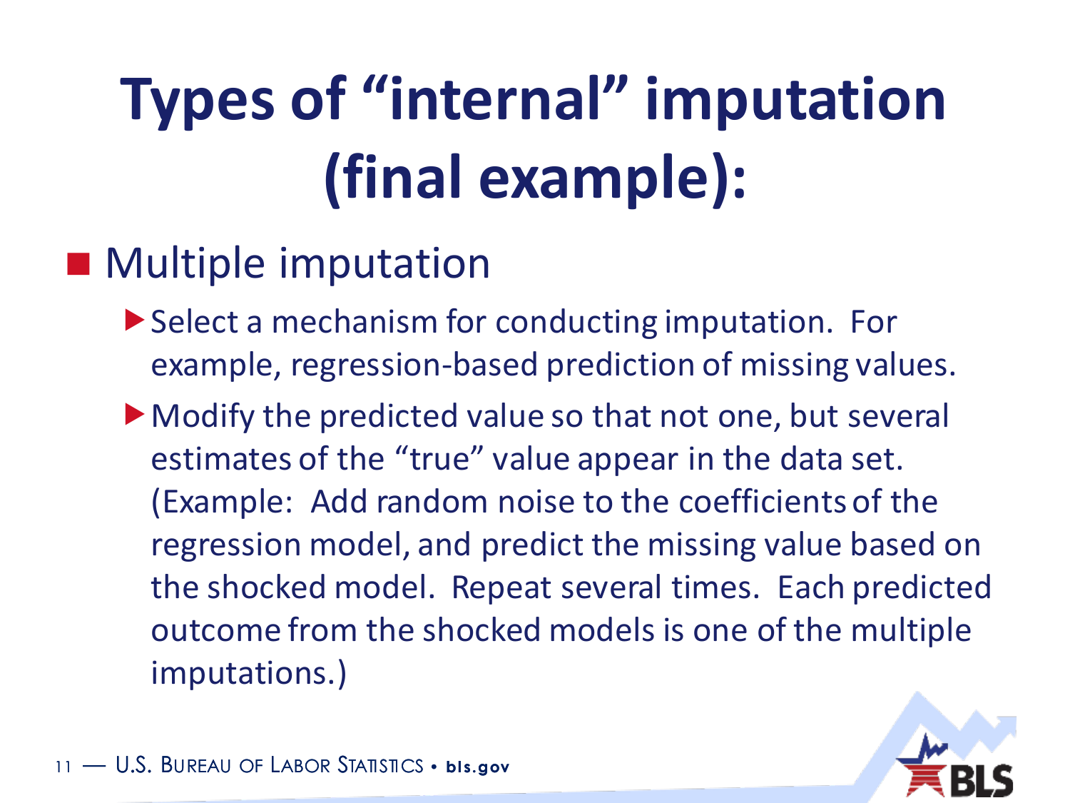# Types of "internal" imputation (final example):

- Multiple imputation
  - Select a mechanism for conducting imputation. For example, regression-based prediction of missing values.
  - Modify the predicted value so that not one, but several estimates of the "true" value appear in the data set. (Example: Add random noise to the coefficients of the regression model, and predict the missing value based on the shocked model. Repeat several times. Each predicted outcome from the shocked models is one of the multiple imputations.)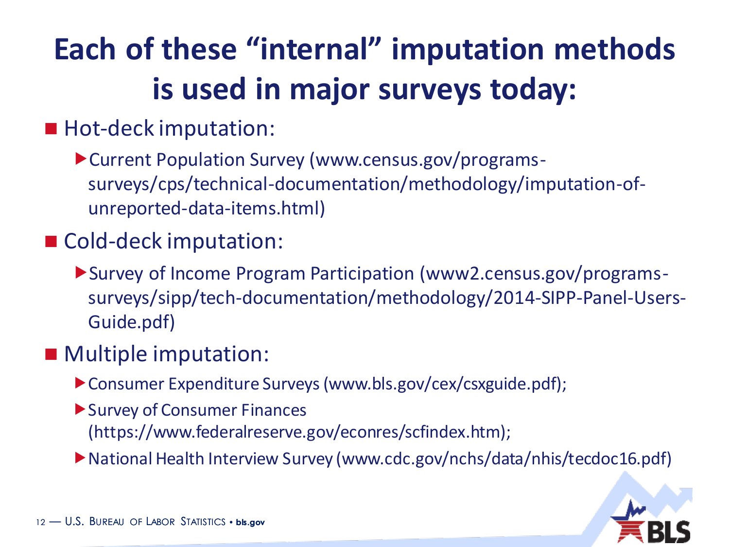# Each of these "internal" imputation methods is used in major surveys today:

- Hot-deck imputation:
  - Current Population Survey (www.census.gov/programs-surveys/cps/technical-documentation/methodology/imputation-of-unreported-data-items.html)
- Cold-deck imputation:
  - Survey of Income Program Participation (www2.census.gov/programs-surveys/sipp/tech-documentation/methodology/2014-SIPP-Panel-Users-Guide.pdf)
- Multiple imputation:
  - Consumer Expenditure Surveys (www.bls.gov/cex/csxguide.pdf);
  - Survey of Consumer Finances (https://www.federalreserve.gov/econres/scfindex.htm);
  - National Health Interview Survey (www.cdc.gov/nchs/data/nhis/tecdoc16.pdf)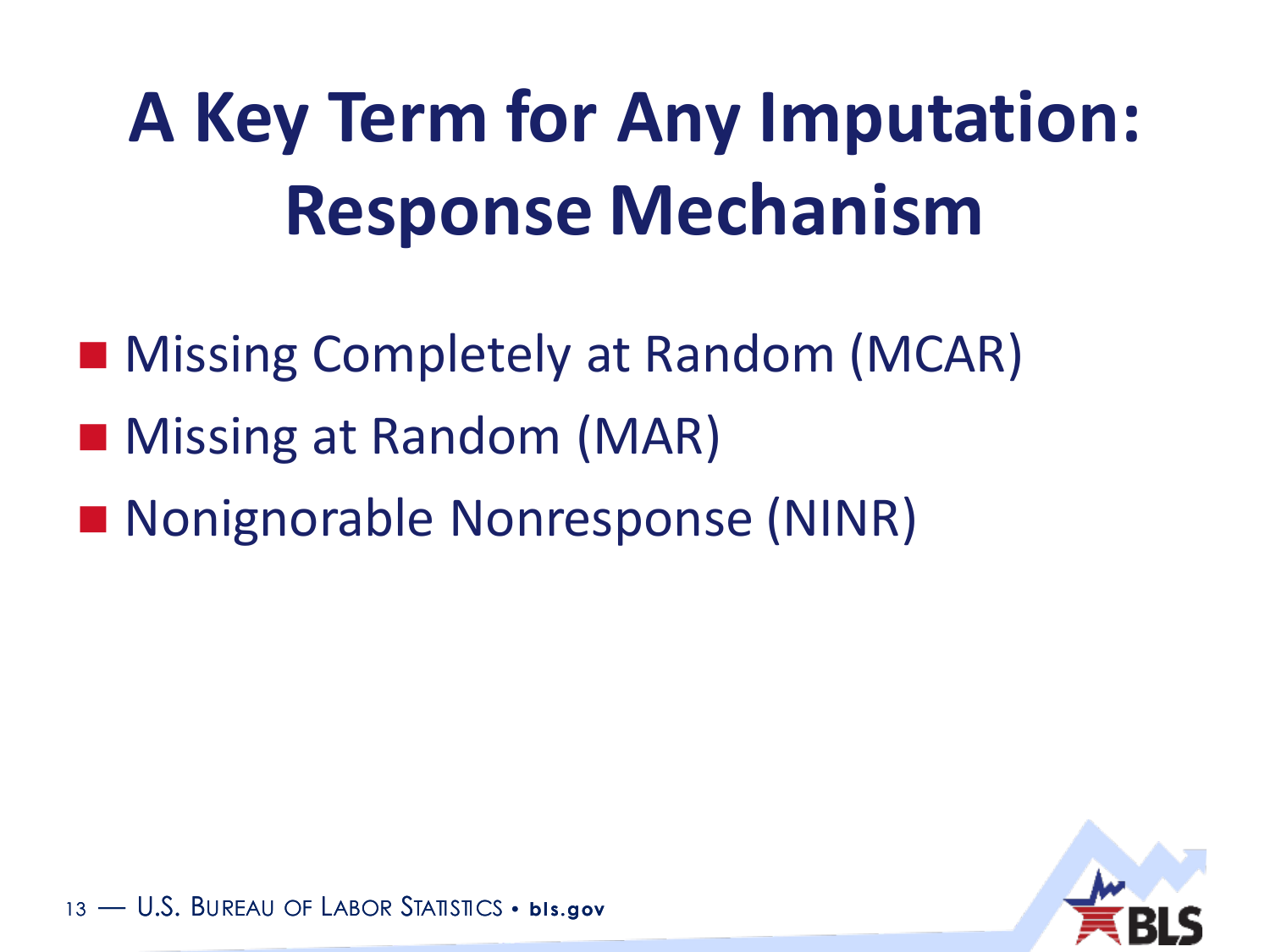# A Key Term for Any Imputation: Response Mechanism

- Missing Completely at Random (MCAR)
- Missing at Random (MAR)
- Nonignorable Nonresponse (NINR)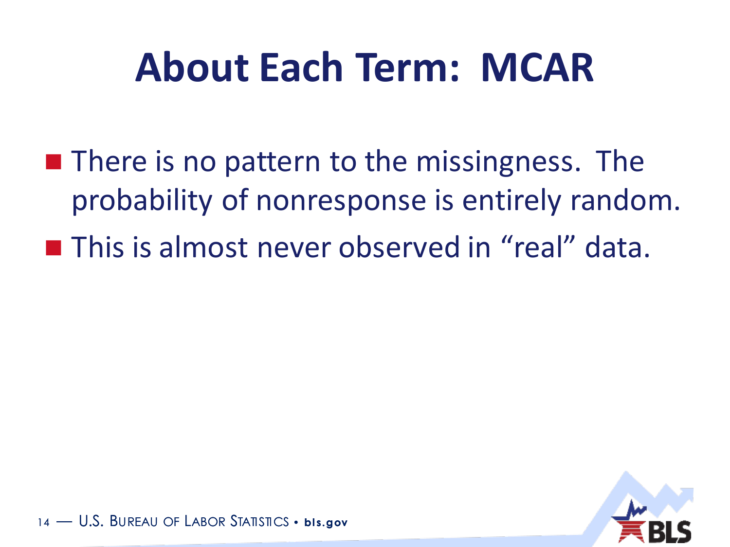# About Each Term: MCAR

- There is no pattern to the missingness. The probability of nonresponse is entirely random.
- This is almost never observed in “real” data.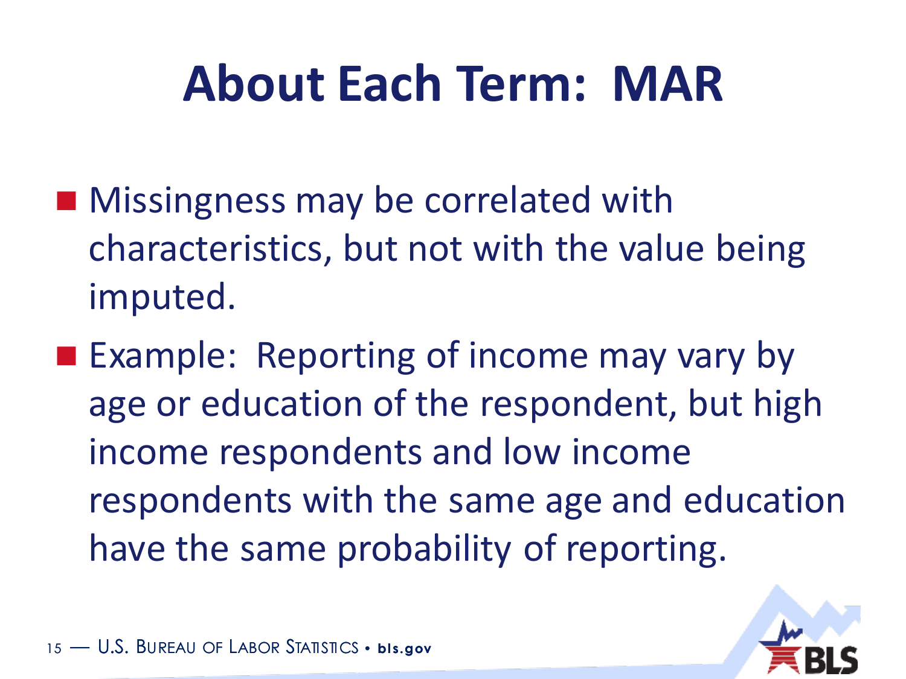# About Each Term: MAR

- Missingness may be correlated with characteristics, but not with the value being imputed.
- Example: Reporting of income may vary by age or education of the respondent, but high income respondents and low income respondents with the same age and education have the same probability of reporting.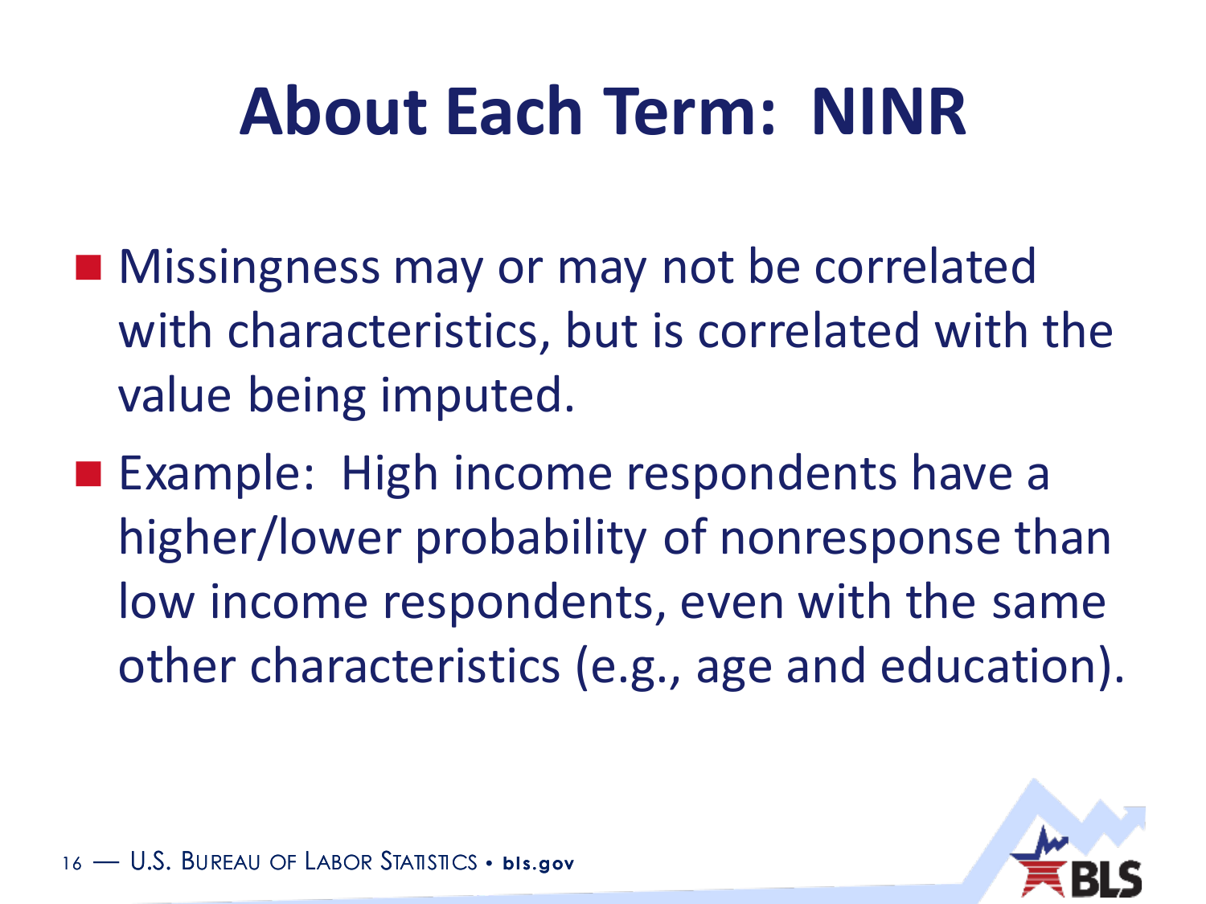# About Each Term: NINR

- Missingness may or may not be correlated with characteristics, but is correlated with the value being imputed.
- Example: High income respondents have a higher/lower probability of nonresponse than low income respondents, even with the same other characteristics (e.g., age and education).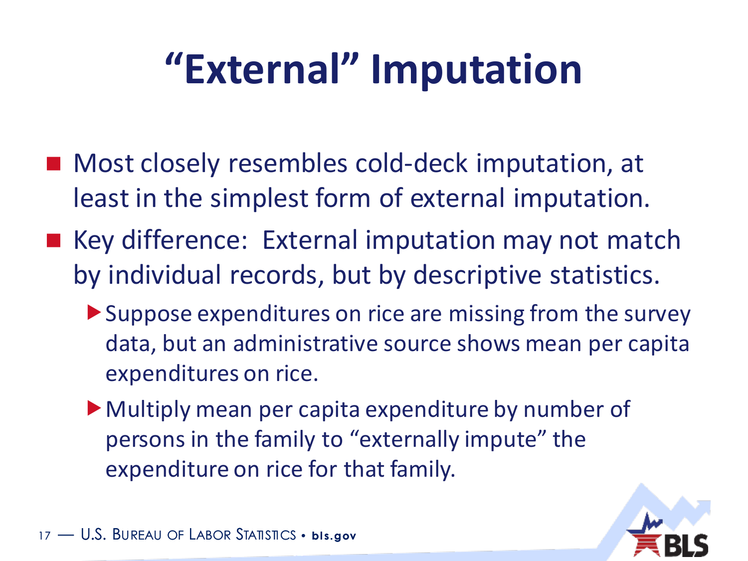# “External” Imputation

- Most closely resembles cold-deck imputation, at least in the simplest form of external imputation.
- Key difference: External imputation may not match by individual records, but by descriptive statistics.
  - Suppose expenditures on rice are missing from the survey data, but an administrative source shows mean per capita expenditures on rice.
  - Multiply mean per capita expenditure by number of persons in the family to “externally impute” the expenditure on rice for that family.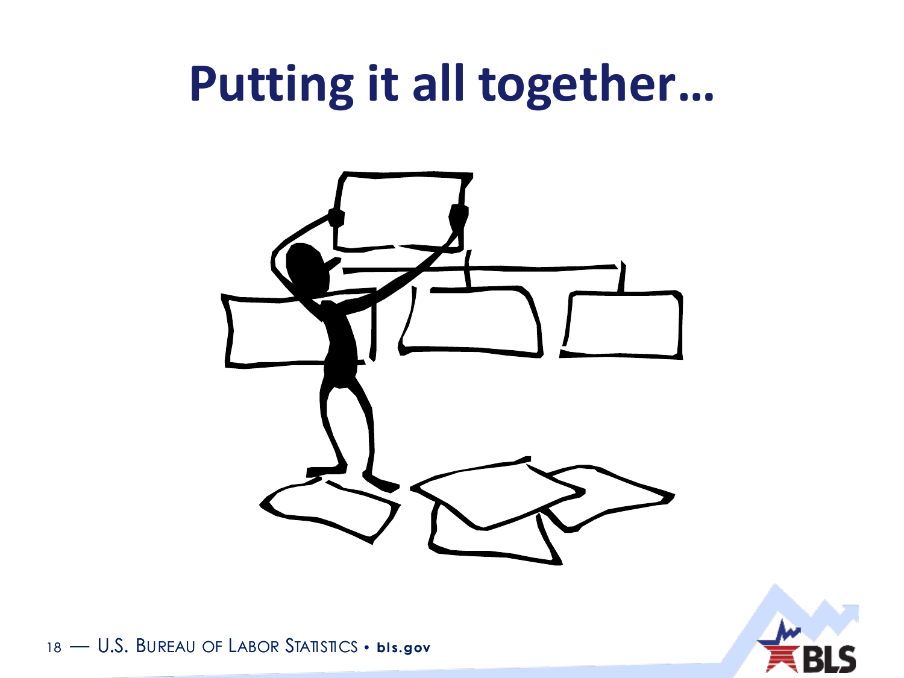# Putting it all together…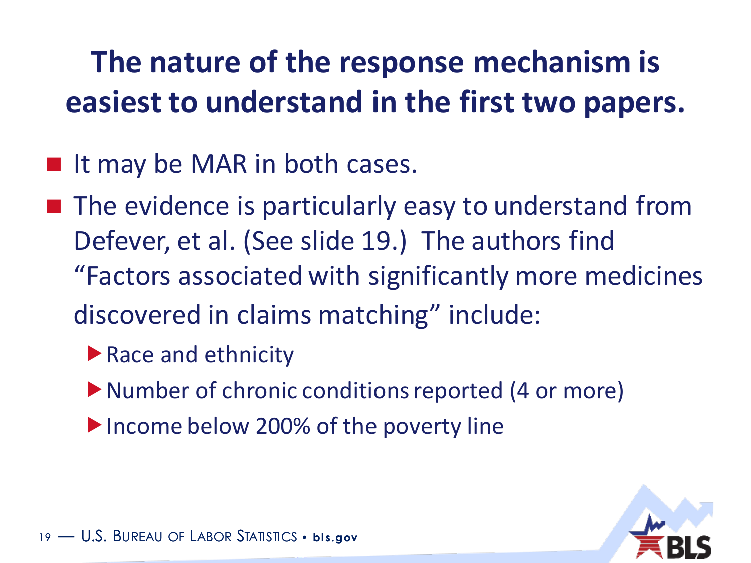# The nature of the response mechanism is easiest to understand in the first two papers.

- It may be MAR in both cases.
- The evidence is particularly easy to understand from Defever, et al. (See slide 19.) The authors find "Factors associated with significantly more medicines discovered in claims matching" include:
  - Race and ethnicity
  - Number of chronic conditions reported (4 or more)
  - Income below 200% of the poverty line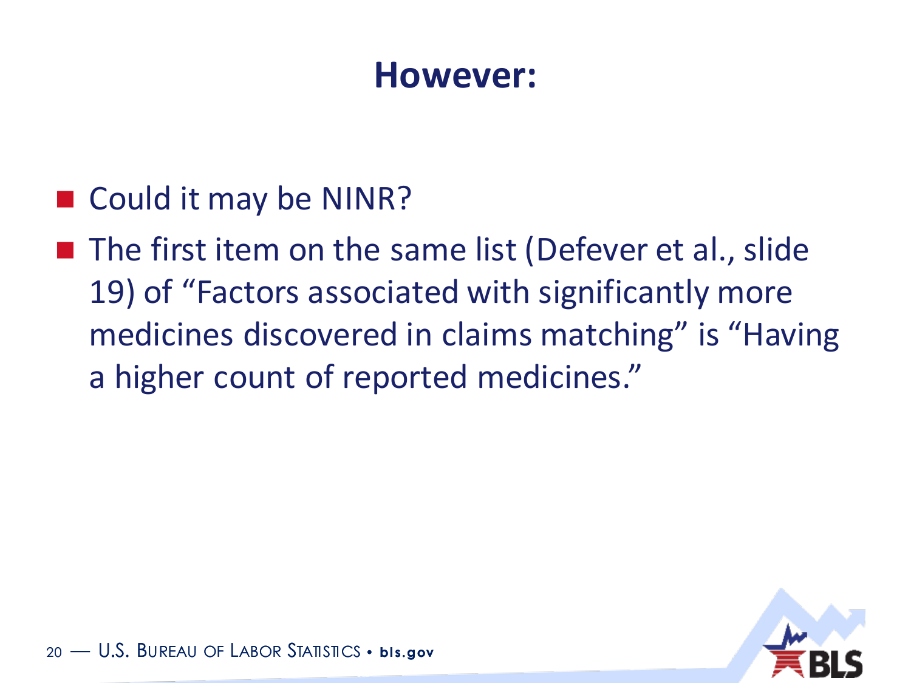# However:

- Could it may be NINR?
- The first item on the same list (Defever et al., slide 19) of "Factors associated with significantly more medicines discovered in claims matching" is "Having a higher count of reported medicines."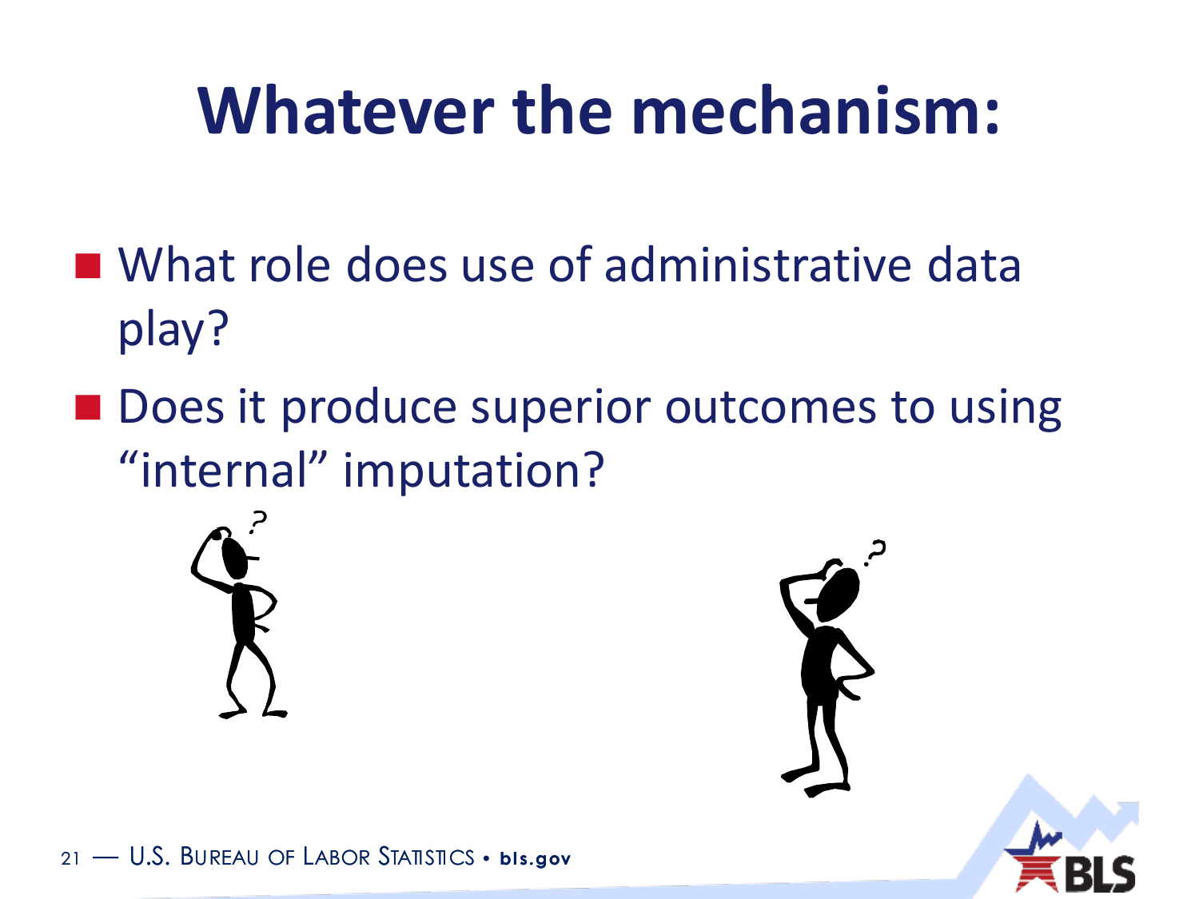# Whatever the mechanism:

- What role does use of administrative data play?
- Does it produce superior outcomes to using "internal" imputation?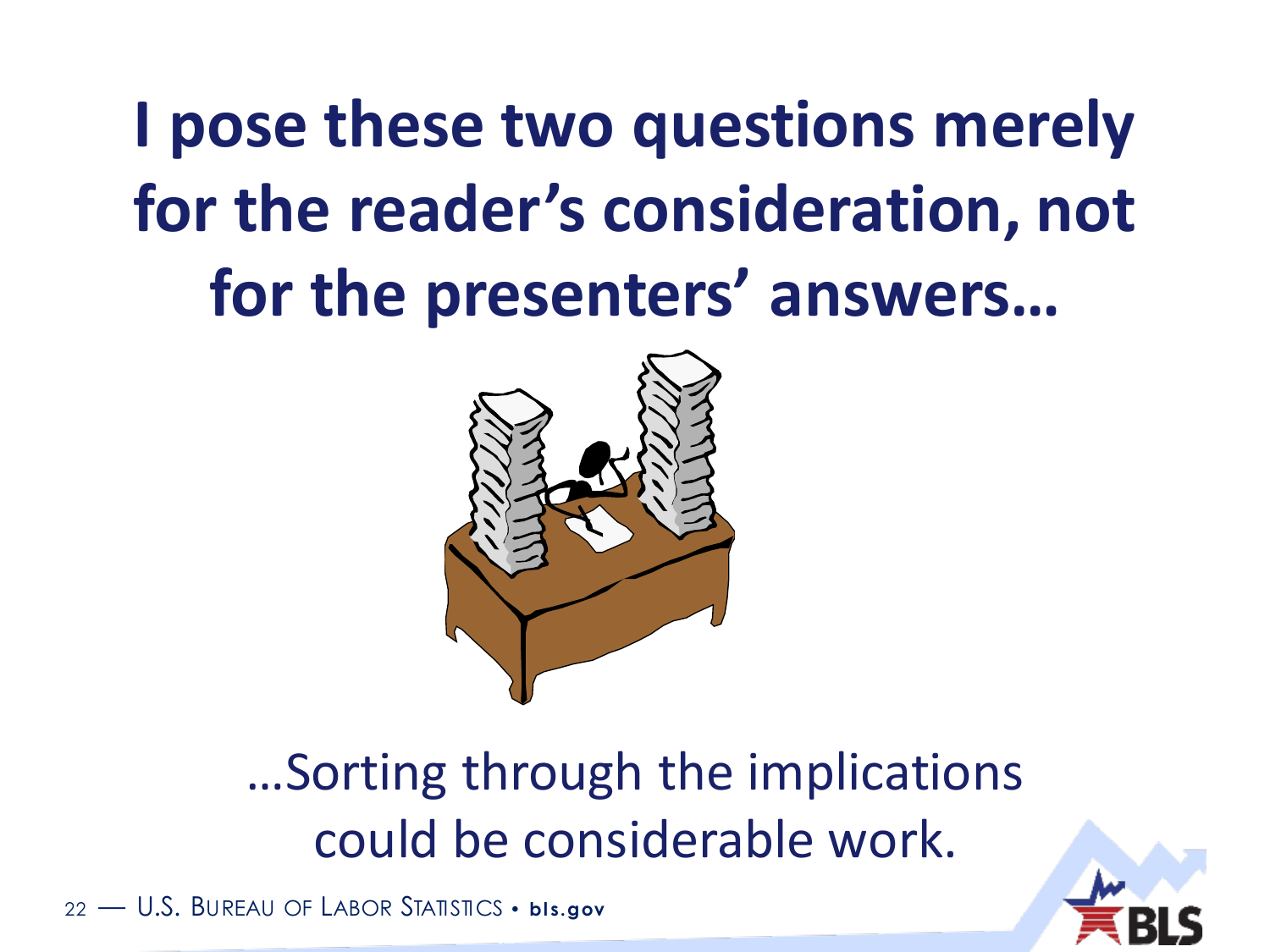# I pose these two questions merely for the reader's consideration, not for the presenters' answers…

…Sorting through the implications could be considerable work.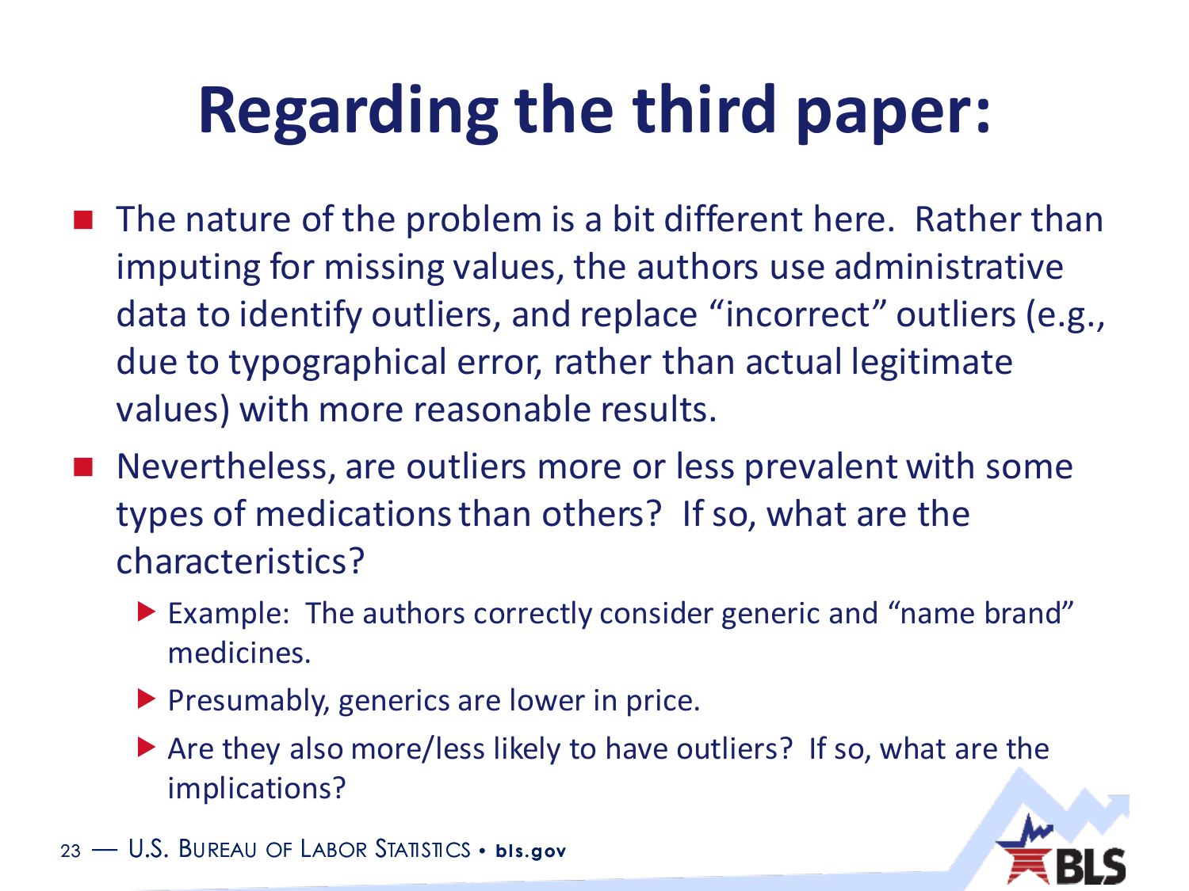# Regarding the third paper:

- The nature of the problem is a bit different here. Rather than imputing for missing values, the authors use administrative data to identify outliers, and replace “incorrect” outliers (e.g., due to typographical error, rather than actual legitimate values) with more reasonable results.
- Nevertheless, are outliers more or less prevalent with some types of medications than others? If so, what are the characteristics?
  - Example: The authors correctly consider generic and “name brand” medicines.
  - Presumably, generics are lower in price.
  - Are they also more/less likely to have outliers? If so, what are the implications?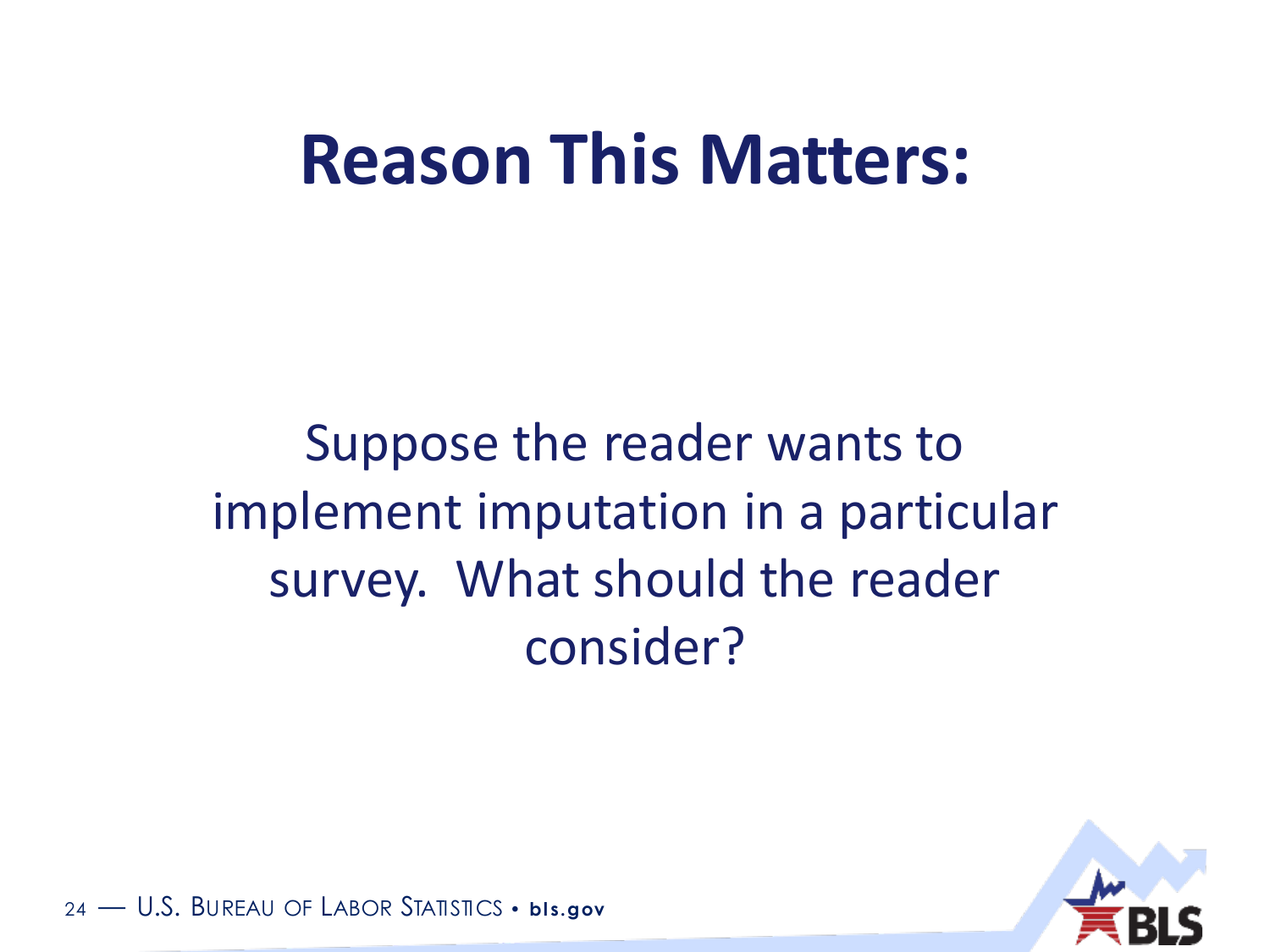# Reason This Matters:

Suppose the reader wants to implement imputation in a particular survey. What should the reader consider?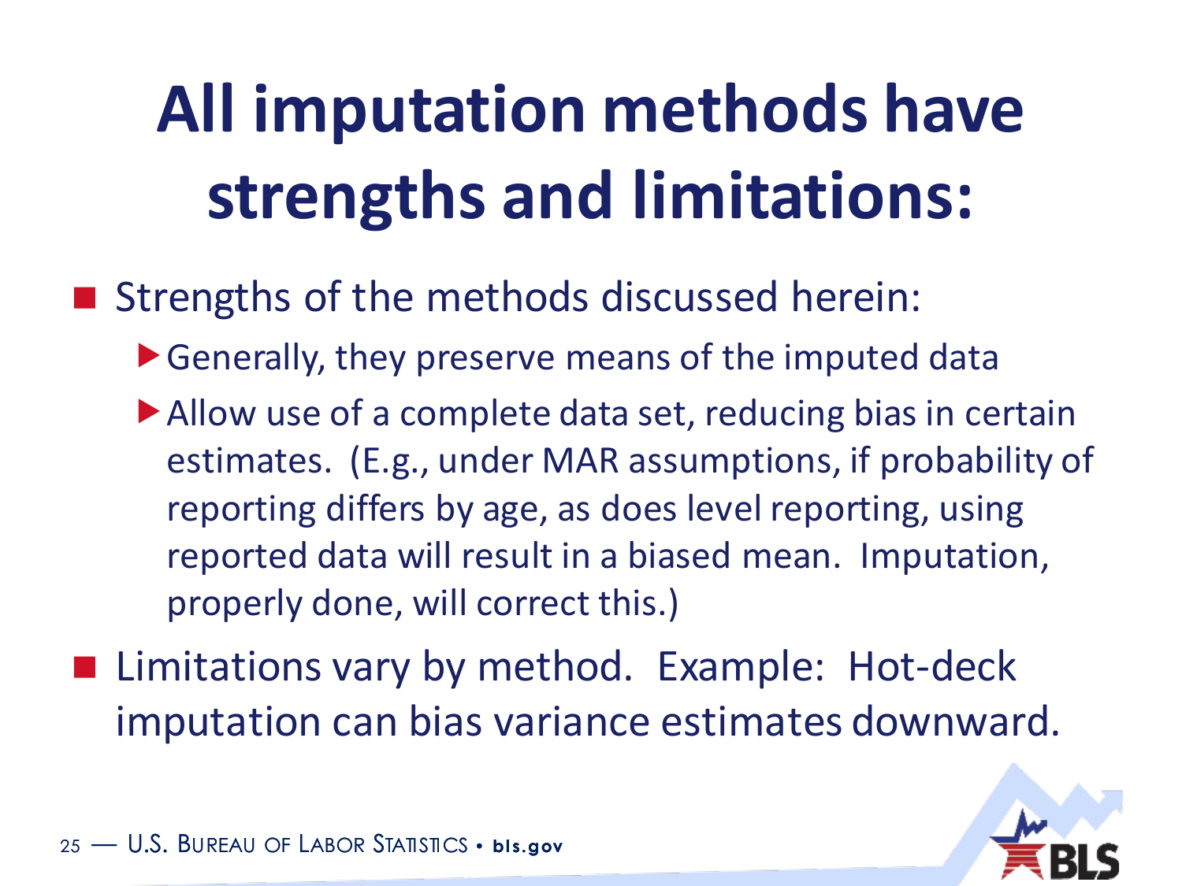# All imputation methods have strengths and limitations:

- Strengths of the methods discussed herein:
  - Generally, they preserve means of the imputed data
  - Allow use of a complete data set, reducing bias in certain estimates. (E.g., under MAR assumptions, if probability of reporting differs by age, as does level reporting, using reported data will result in a biased mean. Imputation, properly done, will correct this.)
- Limitations vary by method. Example: Hot-deck imputation can bias variance estimates downward.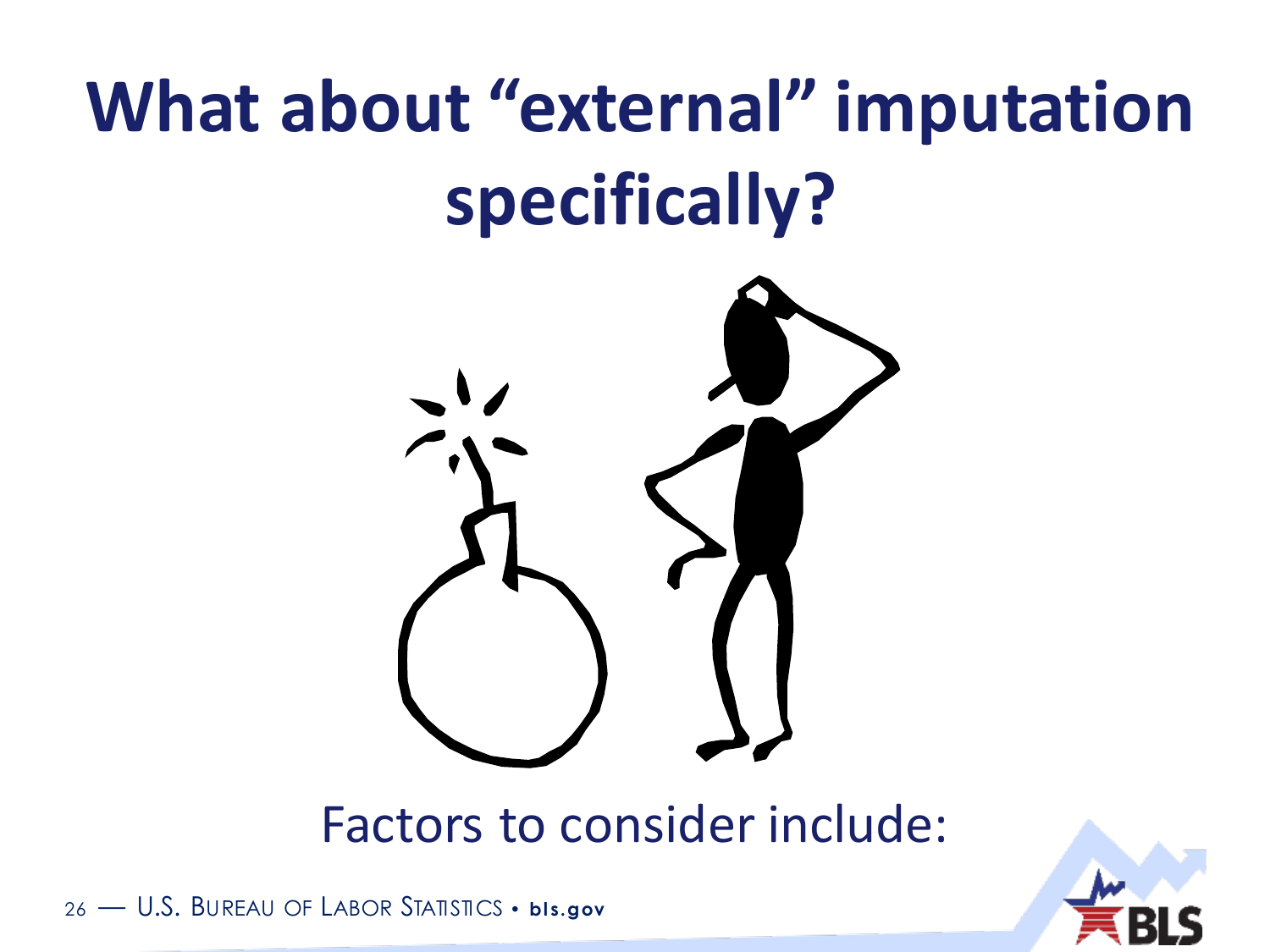# What about “external” imputation specifically?

Factors to consider include: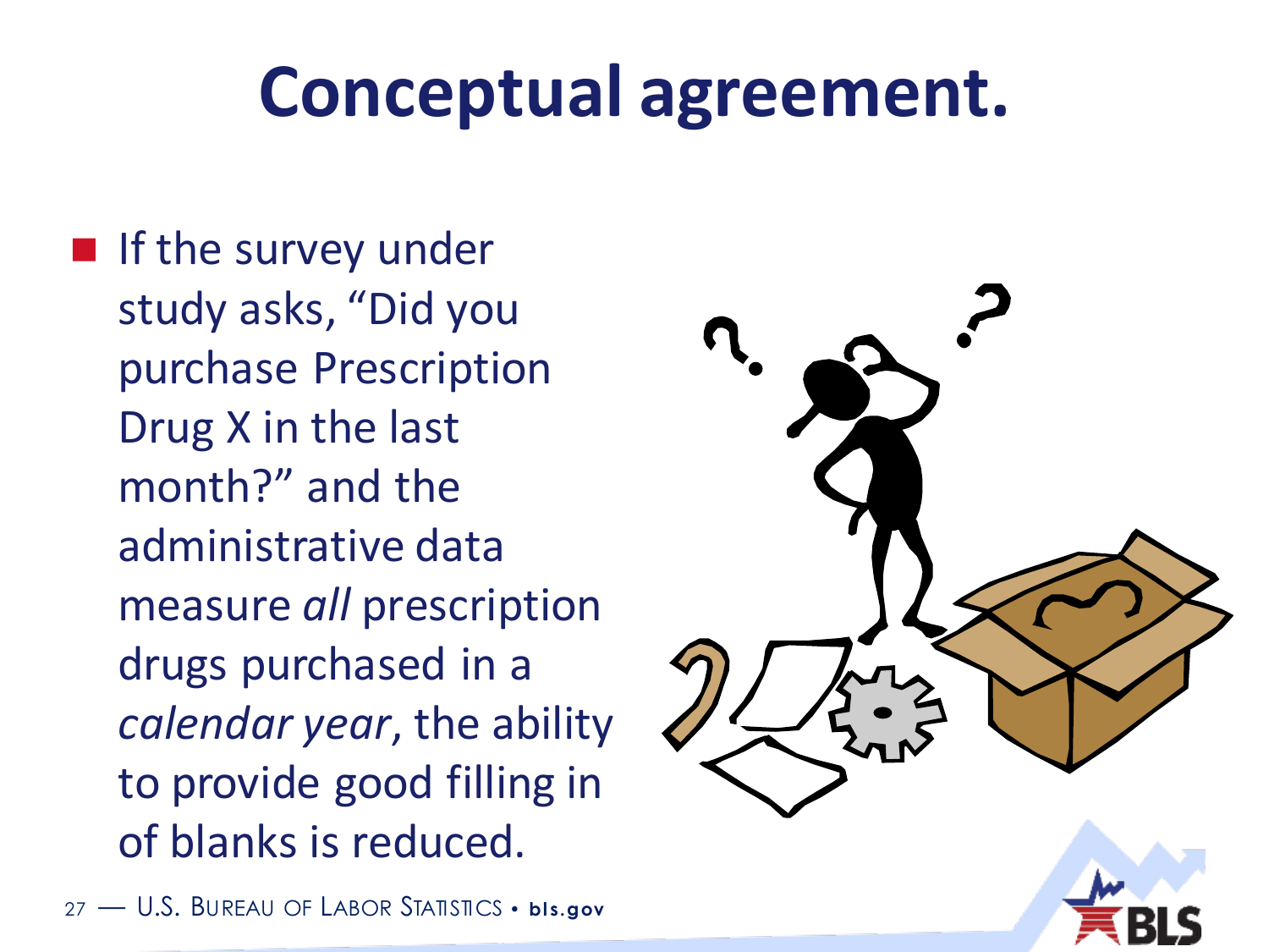# Conceptual agreement.

- If the survey under study asks, "Did you purchase Prescription Drug X in the last month?" and the administrative data measure *all* prescription drugs purchased in a *calendar year*, the ability to provide good filling in of blanks is reduced.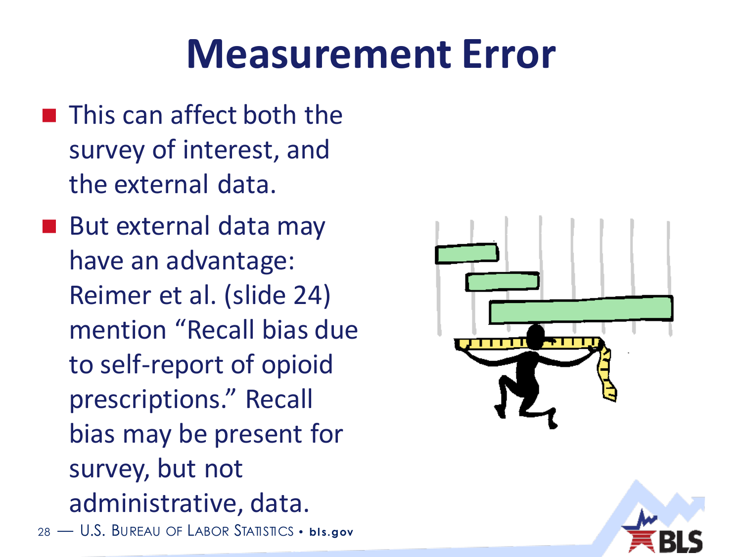# Measurement Error

- This can affect both the survey of interest, and the external data.
- But external data may have an advantage: Reimer et al. (slide 24) mention “Recall bias due to self-report of opioid prescriptions.” Recall bias may be present for survey, but not administrative, data.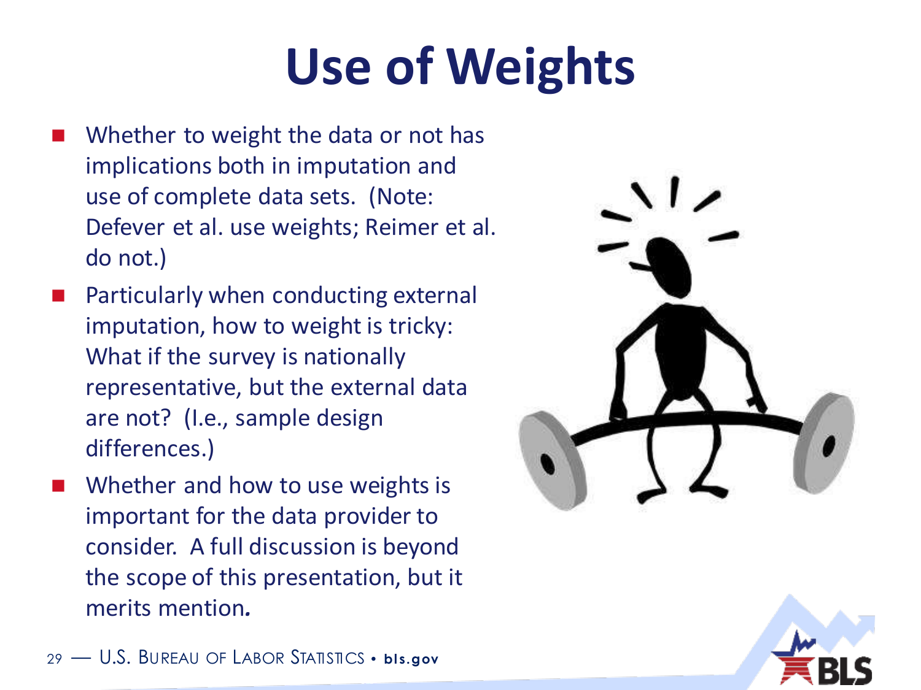# Use of Weights

- Whether to weight the data or not has implications both in imputation and use of complete data sets. (Note: Defever et al. use weights; Reimer et al. do not.)
- Particularly when conducting external imputation, how to weight is tricky: What if the survey is nationally representative, but the external data are not? (I.e., sample design differences.)
- Whether and how to use weights is important for the data provider to consider. A full discussion is beyond the scope of this presentation, but it merits mention.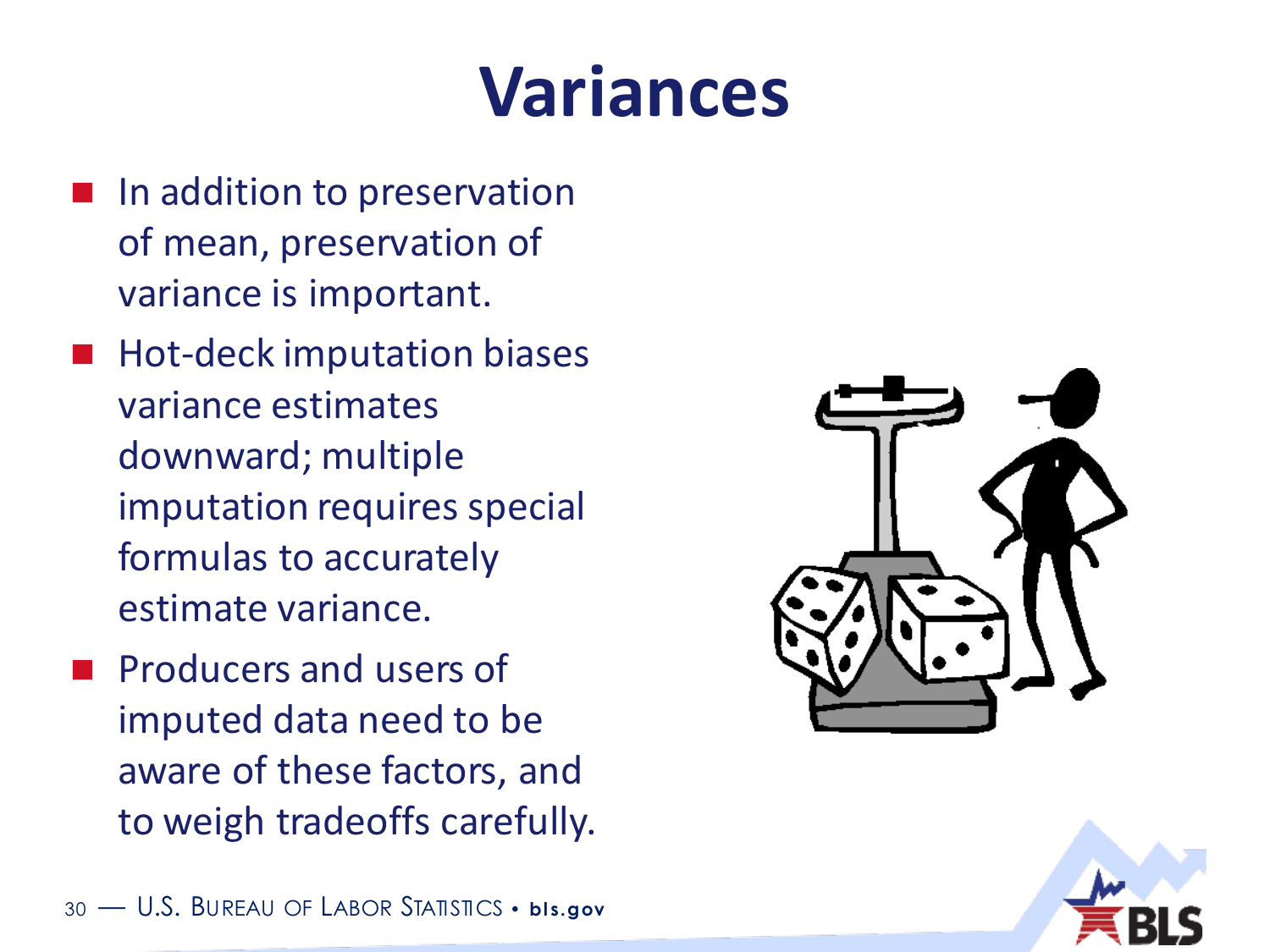# Variances

- In addition to preservation of mean, preservation of variance is important.
- Hot-deck imputation biases variance estimates downward; multiple imputation requires special formulas to accurately estimate variance.
- Producers and users of imputed data need to be aware of these factors, and to weigh tradeoffs carefully.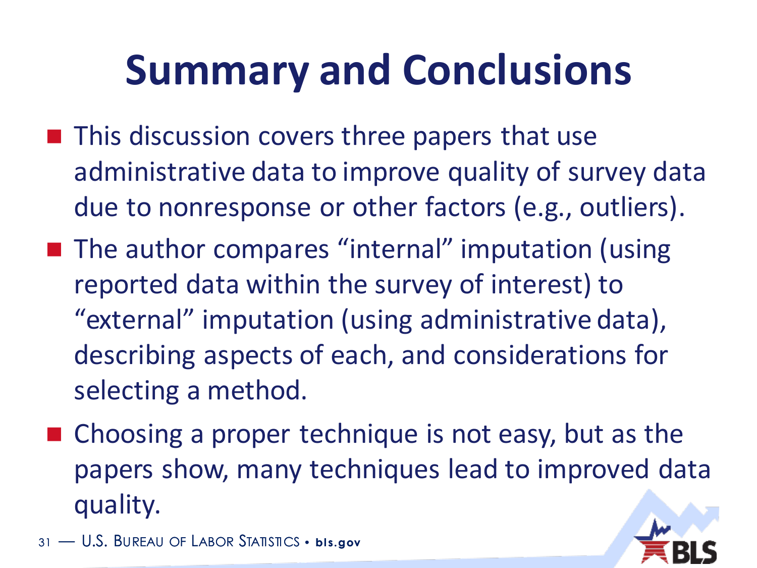# Summary and Conclusions

- This discussion covers three papers that use administrative data to improve quality of survey data due to nonresponse or other factors (e.g., outliers).
- The author compares “internal” imputation (using reported data within the survey of interest) to “external” imputation (using administrative data), describing aspects of each, and considerations for selecting a method.
- Choosing a proper technique is not easy, but as the papers show, many techniques lead to improved data quality.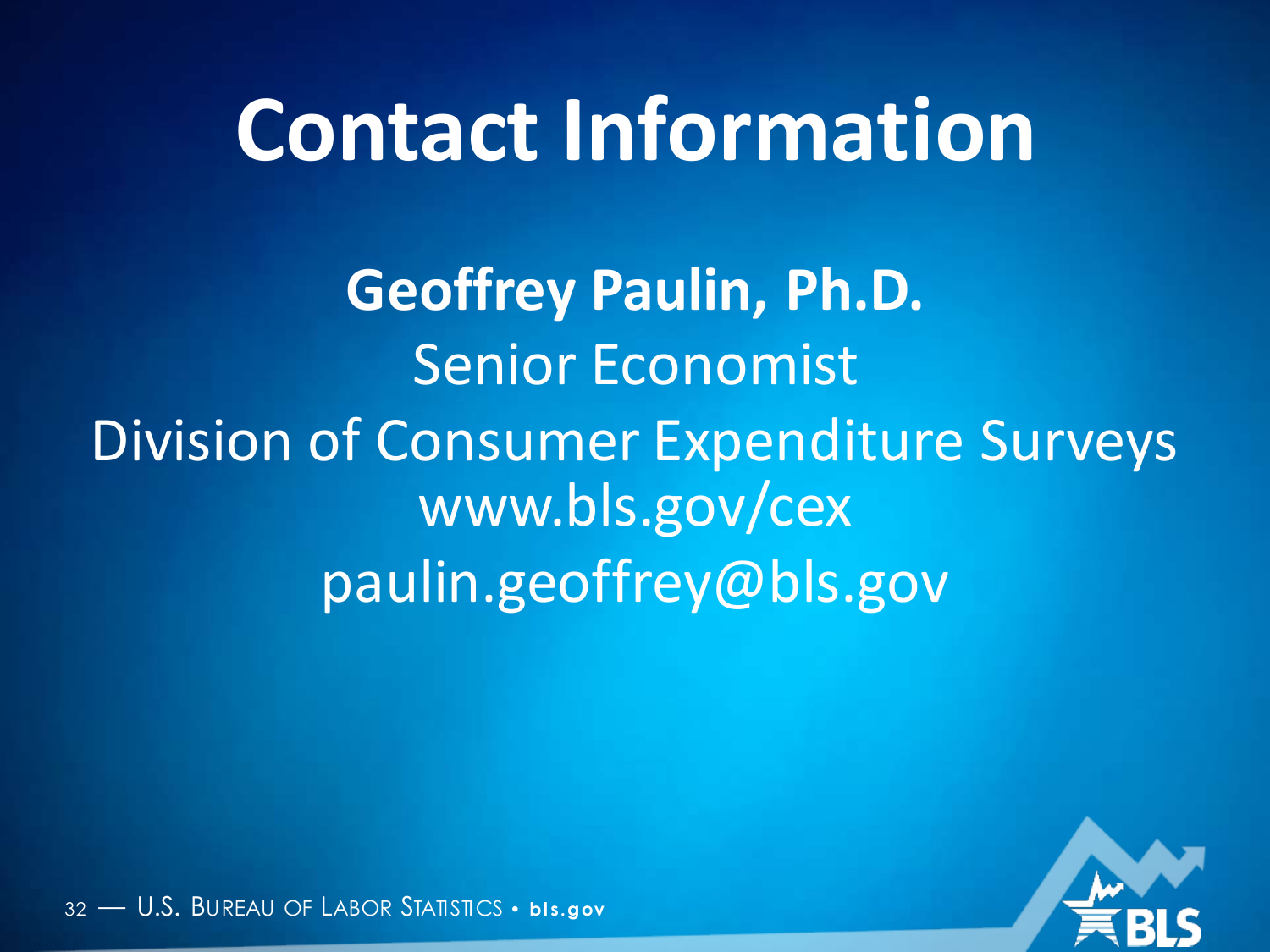# Contact Information

**Geoffrey Paulin, Ph.D.**

Senior Economist

Division of Consumer Expenditure Surveys

www.bls.gov/cex

paulin.geoffrey@bls.gov